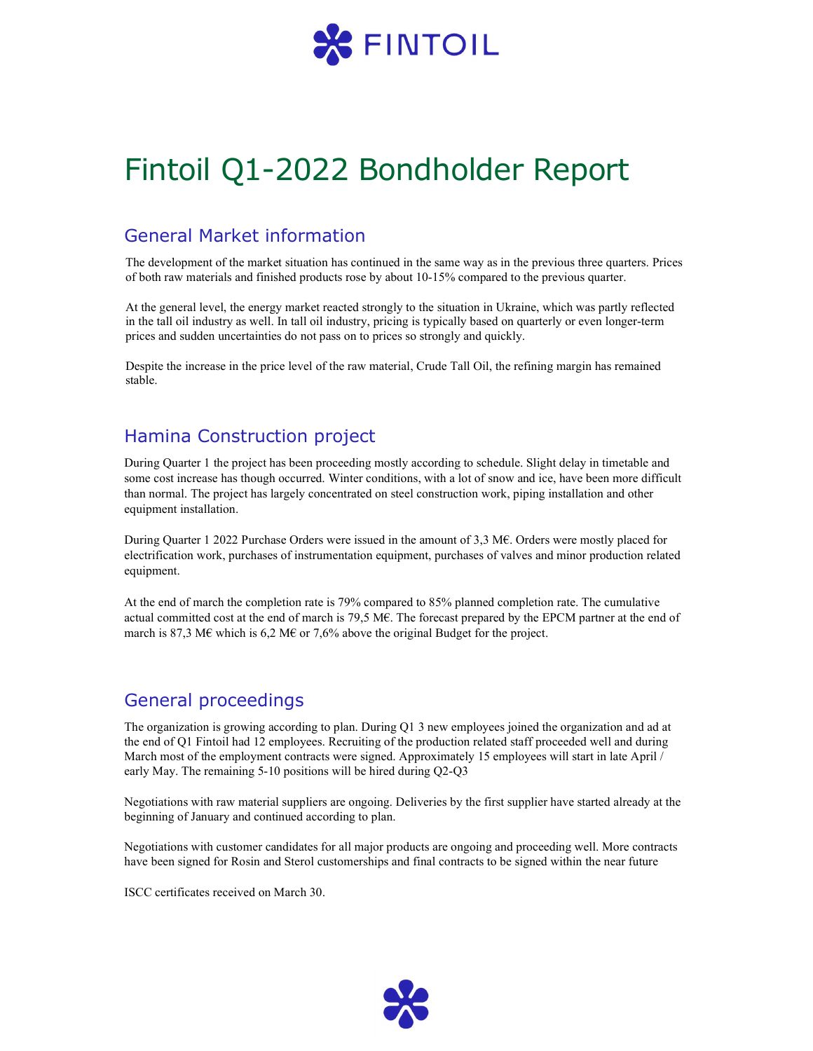# Fintoil Q1-2022 Bondholder Report

## General Market information

The development of the market situation has continued in the same way as in the previous three quarters. Prices of both raw materials and finished products rose by about 10-15% compared to the previous quarter.

At the general level, the energy market reacted strongly to the situation in Ukraine, which was partly reflected in the tall oil industry as well. In tall oil industry, pricing is typically based on quarterly or even longer-term prices and sudden uncertainties do not pass on to prices so strongly and quickly.

Despite the increase in the price level of the raw material, Crude Tall Oil, the refining margin has remained stable.

## Hamina Construction project

During Quarter 1 the project has been proceeding mostly according to schedule. Slight delay in timetable and some cost increase has though occurred. Winter conditions, with a lot of snow and ice, have been more difficult than normal. The project has largely concentrated on steel construction work, piping installation and other equipment installation.

During Quarter 1 2022 Purchase Orders were issued in the amount of 3,3 M€. Orders were mostly placed for electrification work, purchases of instrumentation equipment, purchases of valves and minor production related equipment.

At the end of march the completion rate is 79% compared to 85% planned completion rate. The cumulative actual committed cost at the end of march is 79,5 M€. The forecast prepared by the EPCM partner at the end of march is 87,3 M€ which is 6,2 M€ or 7,6% above the original Budget for the project.

## General proceedings

The organization is growing according to plan. During Q1 3 new employees joined the organization and ad at the end of Q1 Fintoil had 12 employees. Recruiting of the production related staff proceeded well and during March most of the employment contracts were signed. Approximately 15 employees will start in late April / early May. The remaining 5-10 positions will be hired during Q2-Q3

Negotiations with raw material suppliers are ongoing. Deliveries by the first supplier have started already at the beginning of January and continued according to plan.

Negotiations with customer candidates for all major products are ongoing and proceeding well. More contracts have been signed for Rosin and Sterol customerships and final contracts to be signed within the near future

ISCC certificates received on March 30.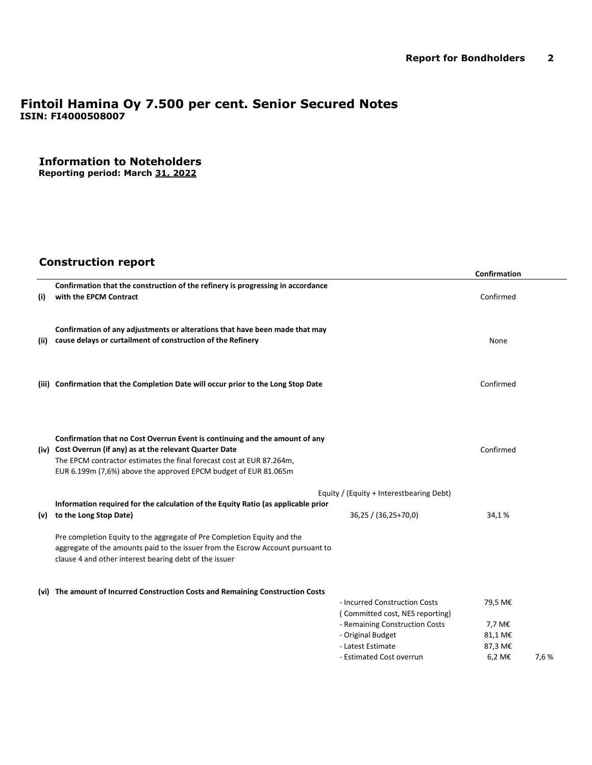# Fintoil Hamina Oy 7.500 per cent. Senior Secured Notes

**ISIN: FI4000508007**

## Information to Noteholders

**Reporting period: March 31, 2022**

## Construction report

| | | | Confirmation | |
|---|---|---|---|---|
| (i) | **Confirmation that the construction of the refinery is progressing in accordance with the EPCM Contract** | | Confirmed | |
| (ii) | **Confirmation of any adjustments or alterations that have been made that may cause delays or curtailment of construction of the Refinery** | | None | |
| (iii) | **Confirmation that the Completion Date will occur prior to the Long Stop Date** | | Confirmed | |
| (iv) | **Confirmation that no Cost Overrun Event is continuing and the amount of any Cost Overrun (if any) as at the relevant Quarter Date**<br>The EPCM contractor estimates the final forecast cost at EUR 87.264m, EUR 6.199m (7,6%) above the approved EPCM budget of EUR 81.065m | | Confirmed | |
| (v) | **Information required for the calculation of the Equity Ratio (as applicable prior to the Long Stop Date)**<br>Pre completion Equity to the aggregate of Pre Completion Equity and the aggregate of the amounts paid to the issuer from the Escrow Account pursuant to clause 4 and other interest bearing debt of the issuer | Equity / (Equity + Interestbearing Debt)<br>36,25 / (36,25+70,0) | 34,1 % | |
| (vi) | **The amount of Incurred Construction Costs and Remaining Construction Costs** | - Incurred Construction Costs<br>( Committed cost, NES reporting) | 79,5 M€ | |
| | | - Remaining Construction Costs | 7,7 M€ | |
| | | - Original Budget | 81,1 M€ | |
| | | - Latest Estimate | 87,3 M€ | |
| | | - Estimated Cost overrun | 6,2 M€ | 7,6 % |